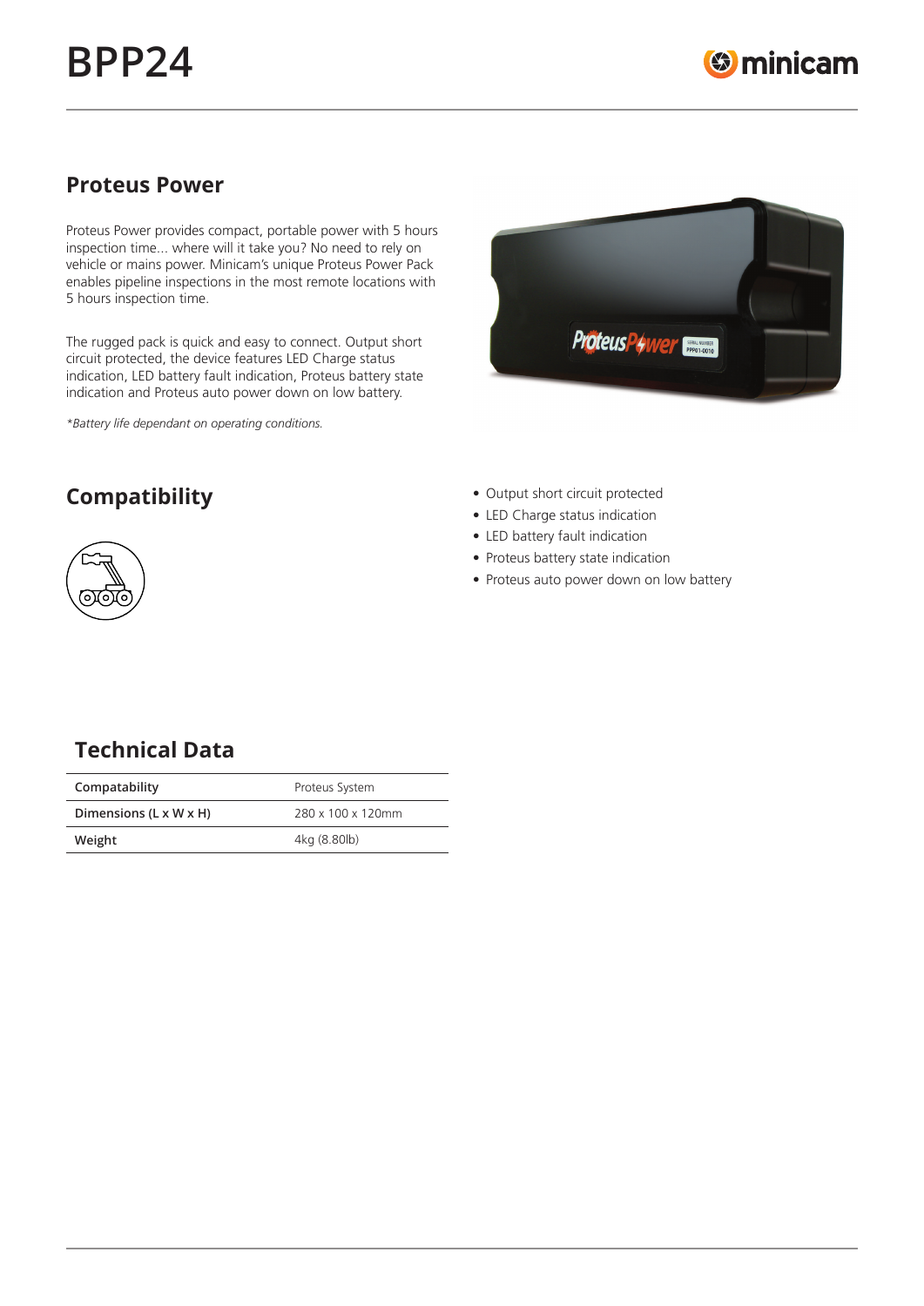# BPP24

## Proteus Power

Proteus Power provides compact, portable power with 5 hours inspection time... where will it take you? No need to rely on vehicle or mains power. Minicam's unique Proteus Power Pack enables pipeline inspections in the most remote locations with 5 hours inspection time.

The rugged pack is quick and easy to connect. Output short circuit protected, the device features LED Charge status indication, LED battery fault indication, Proteus battery state indication and Proteus auto power down on low battery.

*\*Battery life dependant on operating conditions.*

## Compatibility

- Output short circuit protected
- LED Charge status indication
- LED battery fault indication
- Proteus battery state indication
- Proteus auto power down on low battery

## Technical Data

| | |
|---|---|
| **Compatability** | Proteus System |
| **Dimensions (L x W x H)** | 280 x 100 x 120mm |
| **Weight** | 4kg (8.80lb) |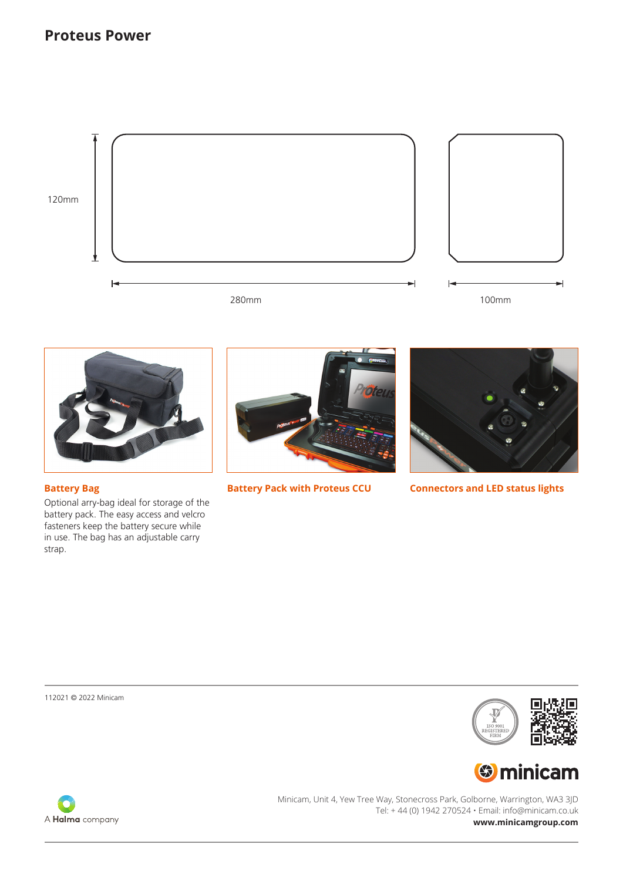## Proteus Power

120mm

280mm

100mm

**Battery Bag**

Optional arry-bag ideal for storage of the battery pack. The easy access and velcro fasteners keep the battery secure while in use. The bag has an adjustable carry strap.

**Battery Pack with Proteus CCU**

**Connectors and LED status lights**

112021 © 2022 Minicam

A **Halma** company

Minicam, Unit 4, Yew Tree Way, Stonecross Park, Golborne, Warrington, WA3 3JD
Tel: + 44 (0) 1942 270524 • Email: info@minicam.co.uk
**www.minicamgroup.com**